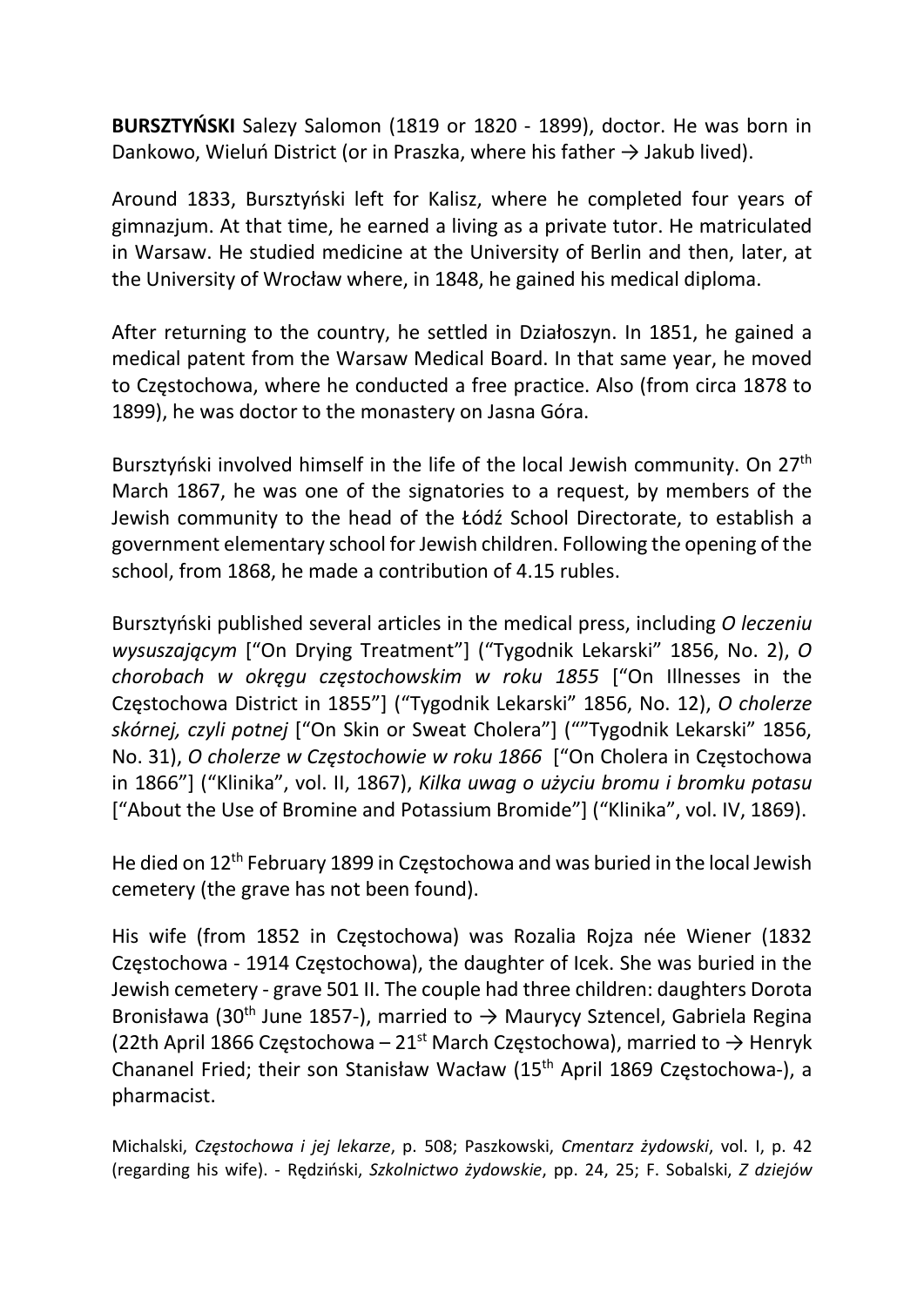**BURSZTYŃSKI** Salezy Salomon (1819 or 1820 - 1899), doctor. He was born in Dankowo, Wieluń District (or in Praszka, where his father → Jakub lived).

Around 1833, Bursztyński left for Kalisz, where he completed four years of gimnazjum. At that time, he earned a living as a private tutor. He matriculated in Warsaw. He studied medicine at the University of Berlin and then, later, at the University of Wrocław where, in 1848, he gained his medical diploma.

After returning to the country, he settled in Działoszyn. In 1851, he gained a medical patent from the Warsaw Medical Board. In that same year, he moved to Częstochowa, where he conducted a free practice. Also (from circa 1878 to 1899), he was doctor to the monastery on Jasna Góra.

Bursztyński involved himself in the life of the local Jewish community. On 27th March 1867, he was one of the signatories to a request, by members of the Jewish community to the head of the Łódź School Directorate, to establish a government elementary school for Jewish children. Following the opening of the school, from 1868, he made a contribution of 4.15 rubles.

Bursztyński published several articles in the medical press, including *O leczeniu wysuszającym* ["On Drying Treatment"] ("Tygodnik Lekarski" 1856, No. 2), *O chorobach w okręgu częstochowskim w roku 1855* ["On Illnesses in the Częstochowa District in 1855"] ("Tygodnik Lekarski" 1856, No. 12), *O cholerze skórnej, czyli potnej* ["On Skin or Sweat Cholera"] (""Tygodnik Lekarski" 1856, No. 31), *O cholerze w Częstochowie w roku 1866* ["On Cholera in Częstochowa in 1866"] ("Klinika", vol. II, 1867), *Kilka uwag o użyciu bromu i bromku potasu* ["About the Use of Bromine and Potassium Bromide"] ("Klinika", vol. IV, 1869).

He died on 12th February 1899 in Częstochowa and was buried in the local Jewish cemetery (the grave has not been found).

His wife (from 1852 in Częstochowa) was Rozalia Rojza née Wiener (1832 Częstochowa - 1914 Częstochowa), the daughter of Icek. She was buried in the Jewish cemetery - grave 501 II. The couple had three children: daughters Dorota Bronisława (30th June 1857-), married to → Maurycy Sztencel, Gabriela Regina (22th April 1866 Częstochowa – 21st March Częstochowa), married to → Henryk Chananel Fried; their son Stanisław Wacław (15th April 1869 Częstochowa-), a pharmacist.

Michalski, *Częstochowa i jej lekarze*, p. 508; Paszkowski, *Cmentarz żydowski*, vol. I, p. 42 (regarding his wife). - Rędziński, *Szkolnictwo żydowskie*, pp. 24, 25; F. Sobalski, *Z dziejów*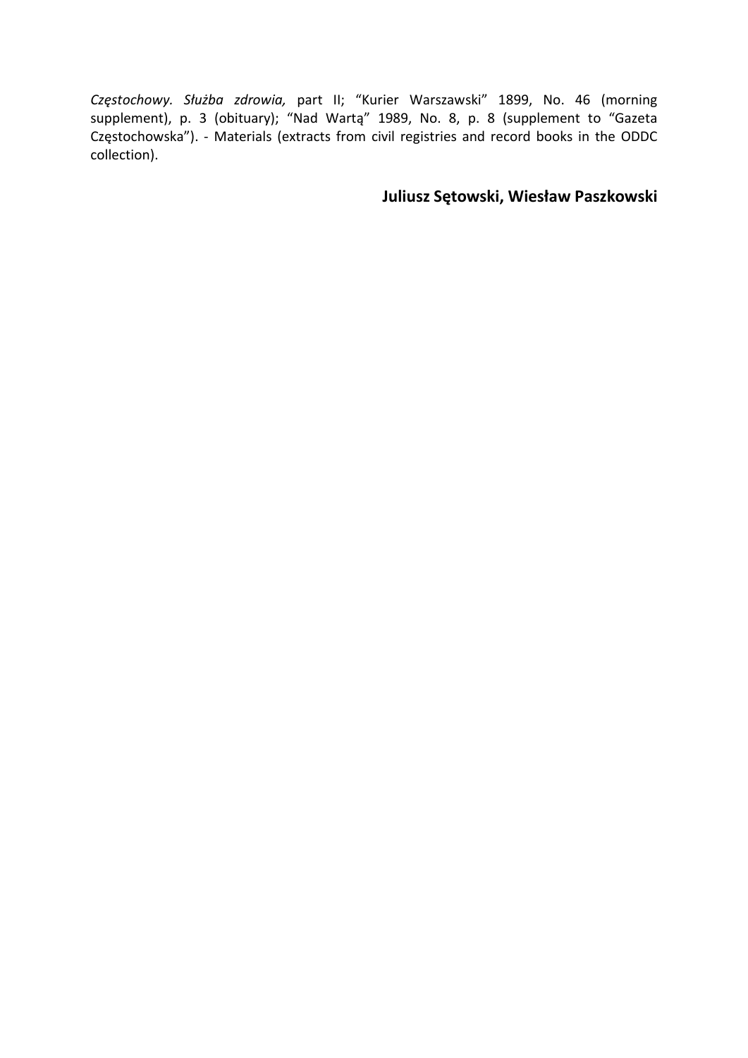*Częstochowy. Służba zdrowia,* part II; “Kurier Warszawski” 1899, No. 46 (morning supplement), p. 3 (obituary); “Nad Wartą” 1989, No. 8, p. 8 (supplement to “Gazeta Częstochowska”). - Materials (extracts from civil registries and record books in the ODDC collection).

**Juliusz Sętowski, Wiesław Paszkowski**